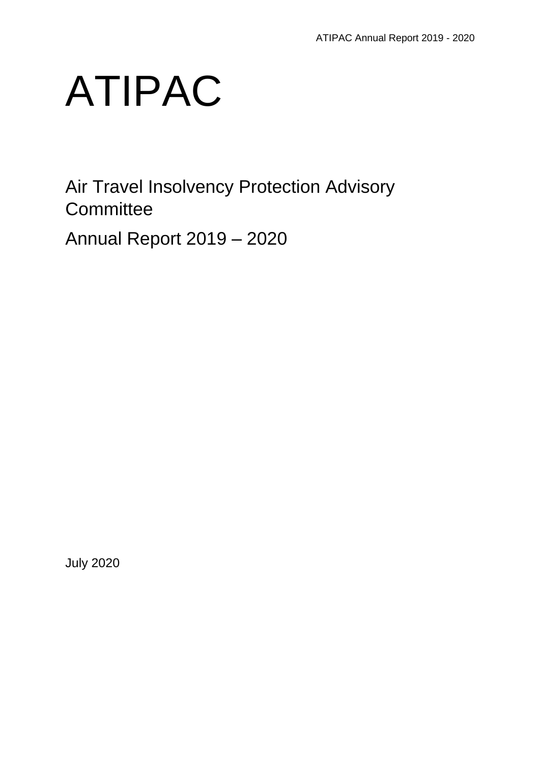# ATIPAC

## Air Travel Insolvency Protection Advisory Committee

## Annual Report 2019 – 2020

July 2020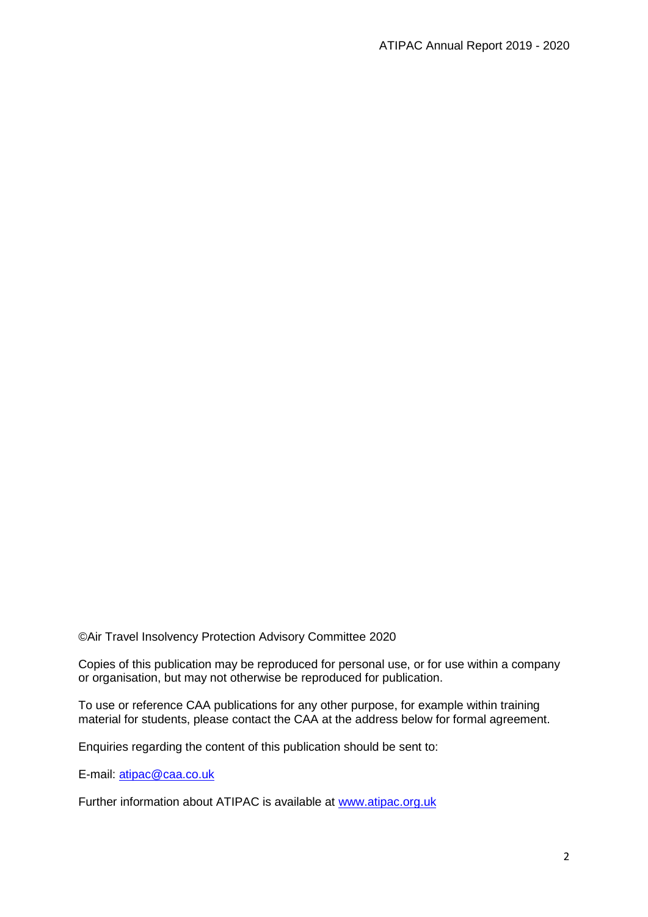©Air Travel Insolvency Protection Advisory Committee 2020

Copies of this publication may be reproduced for personal use, or for use within a company or organisation, but may not otherwise be reproduced for publication.

To use or reference CAA publications for any other purpose, for example within training material for students, please contact the CAA at the address below for formal agreement.

Enquiries regarding the content of this publication should be sent to:

E-mail: [atipac@caa.co.uk](mailto:atipac@caa.co.uk)

Further information about ATIPAC is available at [www.atipac.org.uk](http://www.atipac.org.uk)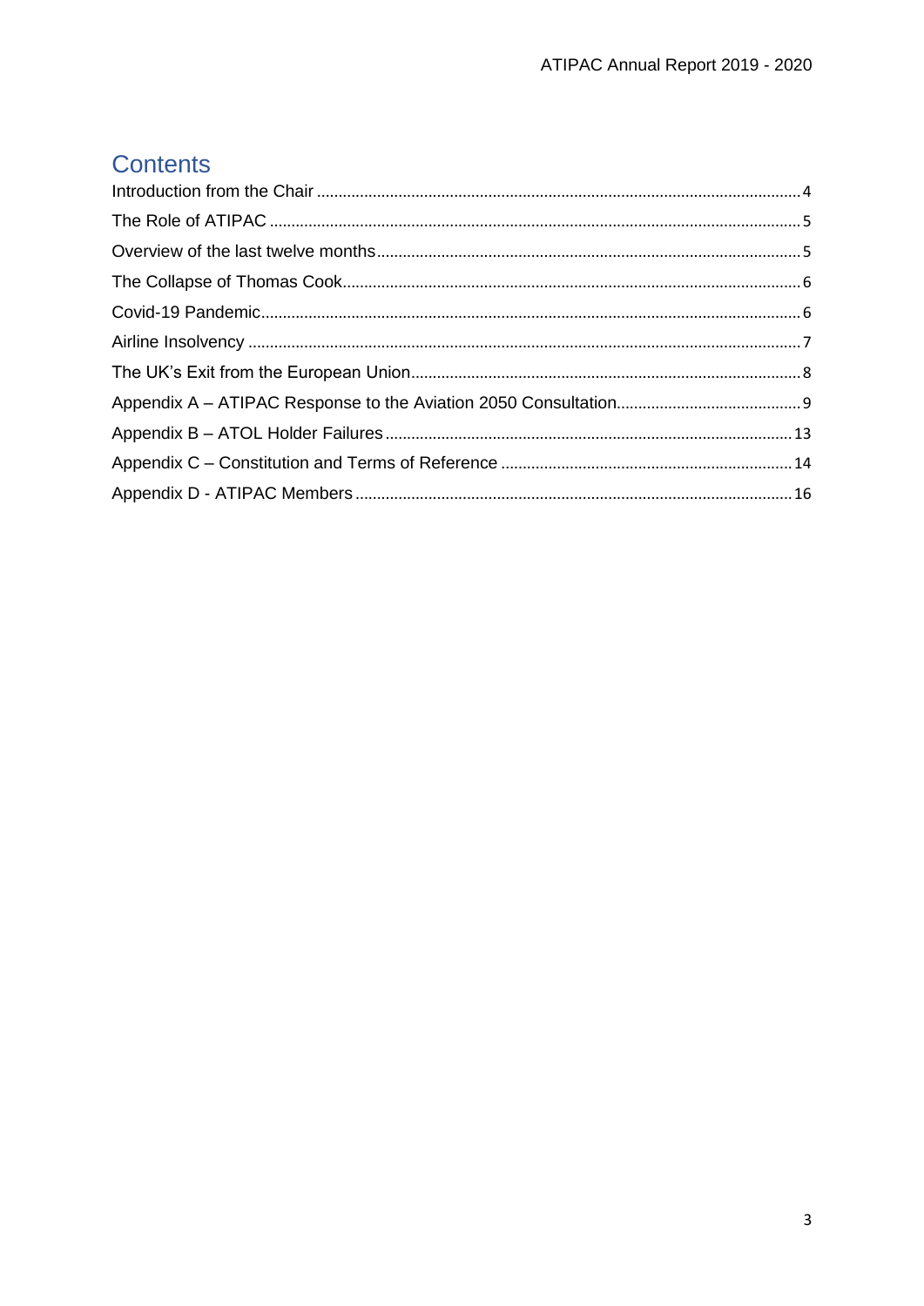# Contents

Introduction from the Chair ........ 4

The Role of ATIPAC ........ 5

Overview of the last twelve months ........ 5

The Collapse of Thomas Cook ........ 6

Covid-19 Pandemic ........ 6

Airline Insolvency ........ 7

The UK's Exit from the European Union ........ 8

Appendix A – ATIPAC Response to the Aviation 2050 Consultation ........ 9

Appendix B – ATOL Holder Failures ........ 13

Appendix C – Constitution and Terms of Reference ........ 14

Appendix D - ATIPAC Members ........ 16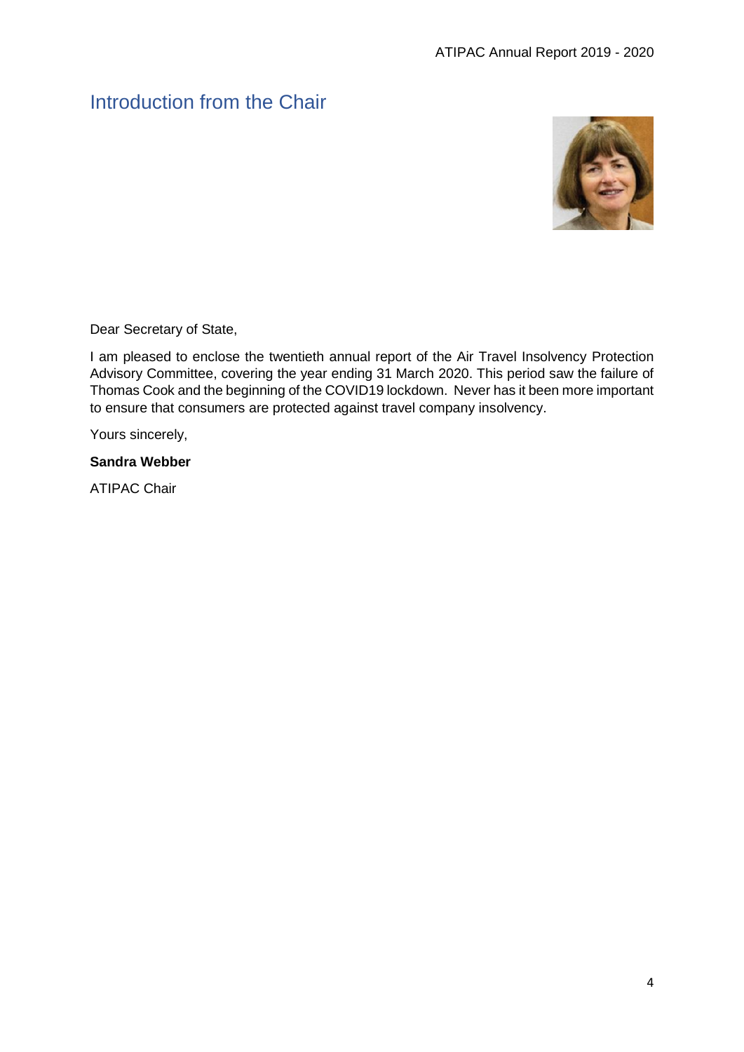# Introduction from the Chair

Dear Secretary of State,

I am pleased to enclose the twentieth annual report of the Air Travel Insolvency Protection Advisory Committee, covering the year ending 31 March 2020. This period saw the failure of Thomas Cook and the beginning of the COVID19 lockdown. Never has it been more important to ensure that consumers are protected against travel company insolvency.

Yours sincerely,

**Sandra Webber**

ATIPAC Chair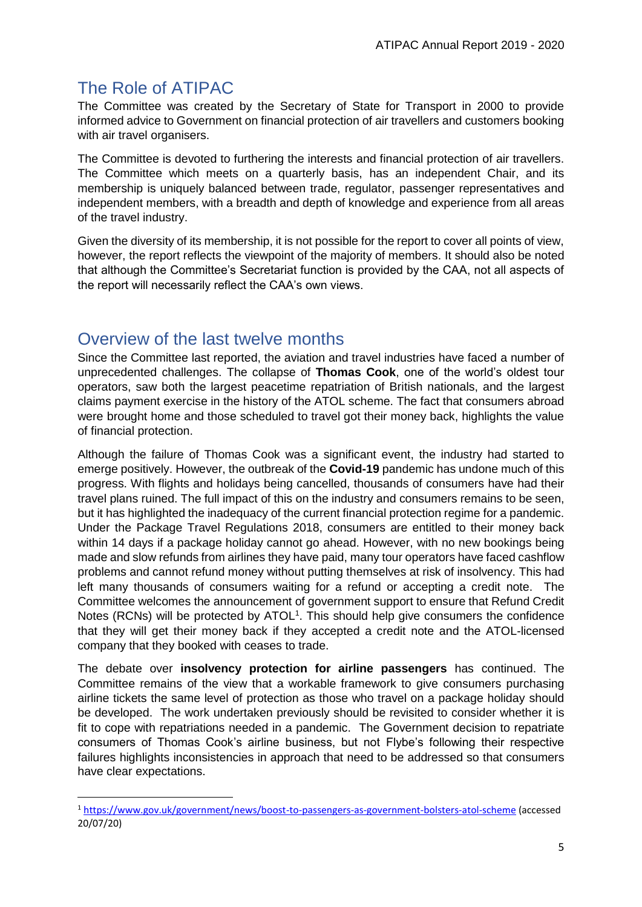## The Role of ATIPAC

The Committee was created by the Secretary of State for Transport in 2000 to provide informed advice to Government on financial protection of air travellers and customers booking with air travel organisers.

The Committee is devoted to furthering the interests and financial protection of air travellers. The Committee which meets on a quarterly basis, has an independent Chair, and its membership is uniquely balanced between trade, regulator, passenger representatives and independent members, with a breadth and depth of knowledge and experience from all areas of the travel industry.

Given the diversity of its membership, it is not possible for the report to cover all points of view, however, the report reflects the viewpoint of the majority of members. It should also be noted that although the Committee's Secretariat function is provided by the CAA, not all aspects of the report will necessarily reflect the CAA's own views.

## Overview of the last twelve months

Since the Committee last reported, the aviation and travel industries have faced a number of unprecedented challenges. The collapse of **Thomas Cook**, one of the world's oldest tour operators, saw both the largest peacetime repatriation of British nationals, and the largest claims payment exercise in the history of the ATOL scheme. The fact that consumers abroad were brought home and those scheduled to travel got their money back, highlights the value of financial protection.

Although the failure of Thomas Cook was a significant event, the industry had started to emerge positively. However, the outbreak of the **Covid-19** pandemic has undone much of this progress. With flights and holidays being cancelled, thousands of consumers have had their travel plans ruined. The full impact of this on the industry and consumers remains to be seen, but it has highlighted the inadequacy of the current financial protection regime for a pandemic. Under the Package Travel Regulations 2018, consumers are entitled to their money back within 14 days if a package holiday cannot go ahead. However, with no new bookings being made and slow refunds from airlines they have paid, many tour operators have faced cashflow problems and cannot refund money without putting themselves at risk of insolvency. This had left many thousands of consumers waiting for a refund or accepting a credit note. The Committee welcomes the announcement of government support to ensure that Refund Credit Notes (RCNs) will be protected by ATOL[1]. This should help give consumers the confidence that they will get their money back if they accepted a credit note and the ATOL-licensed company that they booked with ceases to trade.

The debate over **insolvency protection for airline passengers** has continued. The Committee remains of the view that a workable framework to give consumers purchasing airline tickets the same level of protection as those who travel on a package holiday should be developed. The work undertaken previously should be revisited to consider whether it is fit to cope with repatriations needed in a pandemic. The Government decision to repatriate consumers of Thomas Cook's airline business, but not Flybe's following their respective failures highlights inconsistencies in approach that need to be addressed so that consumers have clear expectations.

[1] https://www.gov.uk/government/news/boost-to-passengers-as-government-bolsters-atol-scheme (accessed 20/07/20)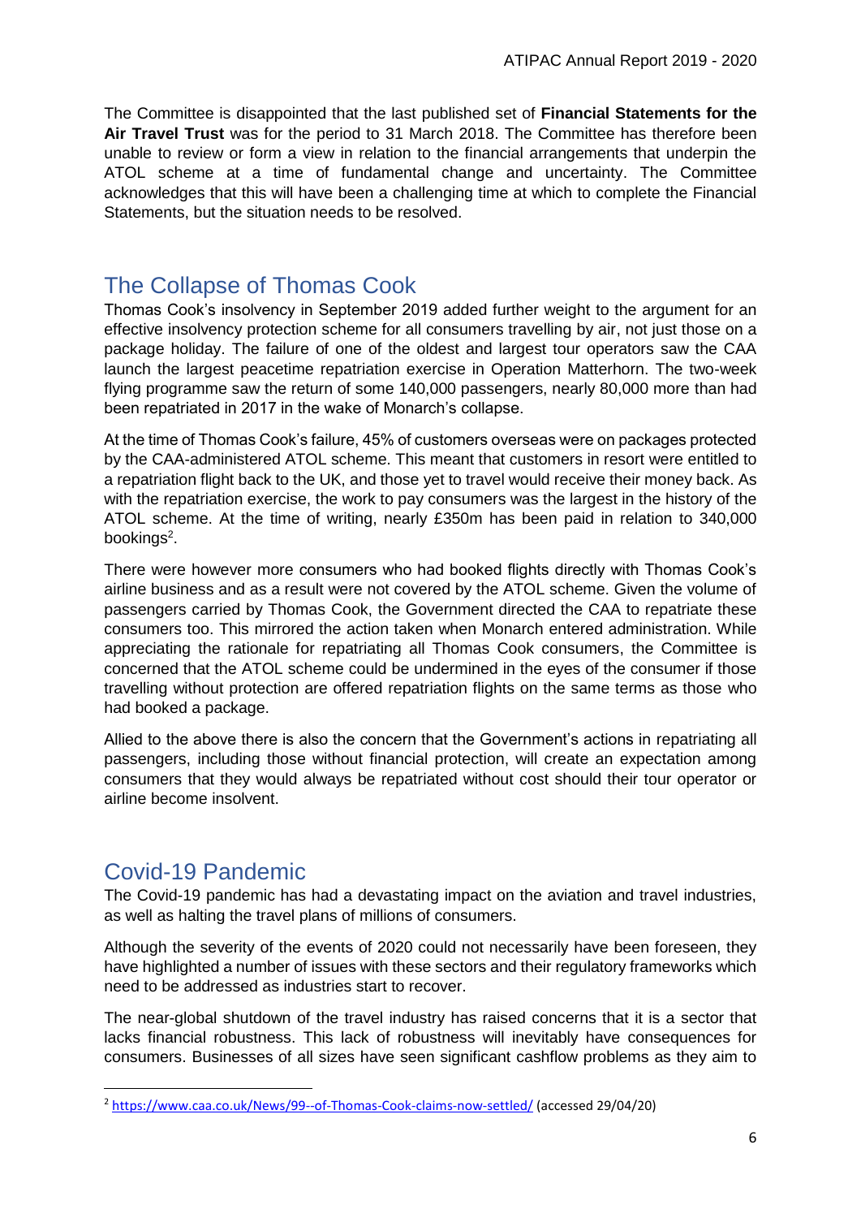The Committee is disappointed that the last published set of **Financial Statements for the Air Travel Trust** was for the period to 31 March 2018. The Committee has therefore been unable to review or form a view in relation to the financial arrangements that underpin the ATOL scheme at a time of fundamental change and uncertainty. The Committee acknowledges that this will have been a challenging time at which to complete the Financial Statements, but the situation needs to be resolved.

## The Collapse of Thomas Cook

Thomas Cook's insolvency in September 2019 added further weight to the argument for an effective insolvency protection scheme for all consumers travelling by air, not just those on a package holiday. The failure of one of the oldest and largest tour operators saw the CAA launch the largest peacetime repatriation exercise in Operation Matterhorn. The two-week flying programme saw the return of some 140,000 passengers, nearly 80,000 more than had been repatriated in 2017 in the wake of Monarch's collapse.

At the time of Thomas Cook's failure, 45% of customers overseas were on packages protected by the CAA-administered ATOL scheme. This meant that customers in resort were entitled to a repatriation flight back to the UK, and those yet to travel would receive their money back. As with the repatriation exercise, the work to pay consumers was the largest in the history of the ATOL scheme. At the time of writing, nearly £350m has been paid in relation to 340,000 bookings[2].

There were however more consumers who had booked flights directly with Thomas Cook's airline business and as a result were not covered by the ATOL scheme. Given the volume of passengers carried by Thomas Cook, the Government directed the CAA to repatriate these consumers too. This mirrored the action taken when Monarch entered administration. While appreciating the rationale for repatriating all Thomas Cook consumers, the Committee is concerned that the ATOL scheme could be undermined in the eyes of the consumer if those travelling without protection are offered repatriation flights on the same terms as those who had booked a package.

Allied to the above there is also the concern that the Government's actions in repatriating all passengers, including those without financial protection, will create an expectation among consumers that they would always be repatriated without cost should their tour operator or airline become insolvent.

## Covid-19 Pandemic

The Covid-19 pandemic has had a devastating impact on the aviation and travel industries, as well as halting the travel plans of millions of consumers.

Although the severity of the events of 2020 could not necessarily have been foreseen, they have highlighted a number of issues with these sectors and their regulatory frameworks which need to be addressed as industries start to recover.

The near-global shutdown of the travel industry has raised concerns that it is a sector that lacks financial robustness. This lack of robustness will inevitably have consequences for consumers. Businesses of all sizes have seen significant cashflow problems as they aim to

[2] https://www.caa.co.uk/News/99--of-Thomas-Cook-claims-now-settled/ (accessed 29/04/20)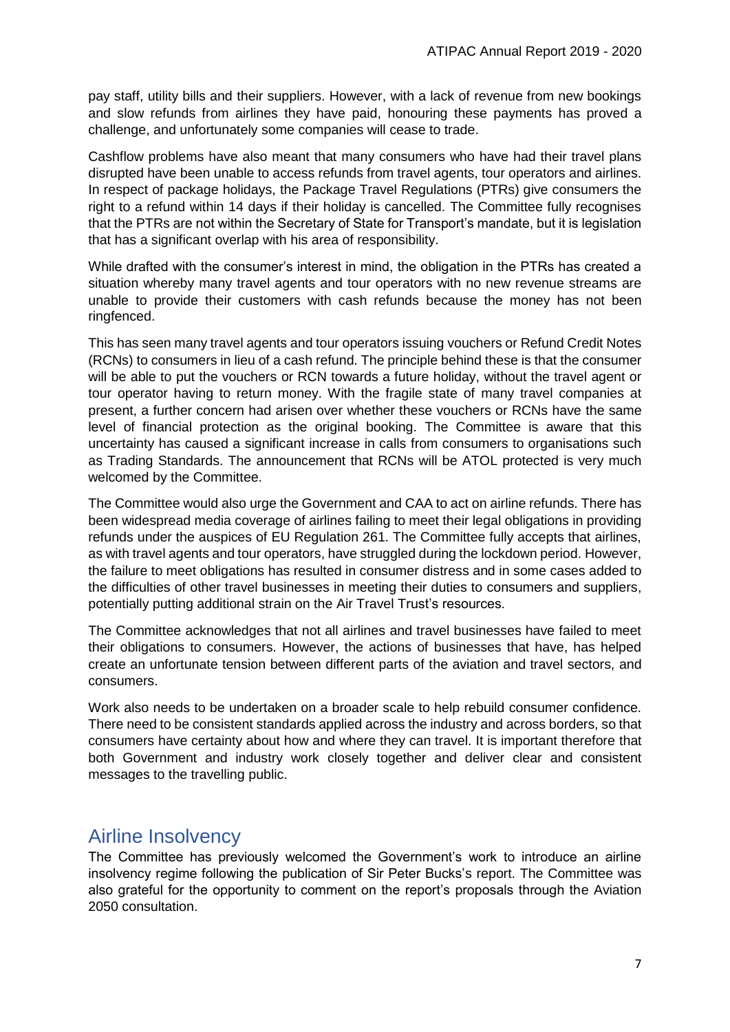pay staff, utility bills and their suppliers. However, with a lack of revenue from new bookings and slow refunds from airlines they have paid, honouring these payments has proved a challenge, and unfortunately some companies will cease to trade.

Cashflow problems have also meant that many consumers who have had their travel plans disrupted have been unable to access refunds from travel agents, tour operators and airlines. In respect of package holidays, the Package Travel Regulations (PTRs) give consumers the right to a refund within 14 days if their holiday is cancelled. The Committee fully recognises that the PTRs are not within the Secretary of State for Transport's mandate, but it is legislation that has a significant overlap with his area of responsibility.

While drafted with the consumer's interest in mind, the obligation in the PTRs has created a situation whereby many travel agents and tour operators with no new revenue streams are unable to provide their customers with cash refunds because the money has not been ringfenced.

This has seen many travel agents and tour operators issuing vouchers or Refund Credit Notes (RCNs) to consumers in lieu of a cash refund. The principle behind these is that the consumer will be able to put the vouchers or RCN towards a future holiday, without the travel agent or tour operator having to return money. With the fragile state of many travel companies at present, a further concern had arisen over whether these vouchers or RCNs have the same level of financial protection as the original booking. The Committee is aware that this uncertainty has caused a significant increase in calls from consumers to organisations such as Trading Standards. The announcement that RCNs will be ATOL protected is very much welcomed by the Committee.

The Committee would also urge the Government and CAA to act on airline refunds. There has been widespread media coverage of airlines failing to meet their legal obligations in providing refunds under the auspices of EU Regulation 261. The Committee fully accepts that airlines, as with travel agents and tour operators, have struggled during the lockdown period. However, the failure to meet obligations has resulted in consumer distress and in some cases added to the difficulties of other travel businesses in meeting their duties to consumers and suppliers, potentially putting additional strain on the Air Travel Trust's resources.

The Committee acknowledges that not all airlines and travel businesses have failed to meet their obligations to consumers. However, the actions of businesses that have, has helped create an unfortunate tension between different parts of the aviation and travel sectors, and consumers.

Work also needs to be undertaken on a broader scale to help rebuild consumer confidence. There need to be consistent standards applied across the industry and across borders, so that consumers have certainty about how and where they can travel. It is important therefore that both Government and industry work closely together and deliver clear and consistent messages to the travelling public.

## Airline Insolvency

The Committee has previously welcomed the Government's work to introduce an airline insolvency regime following the publication of Sir Peter Bucks's report. The Committee was also grateful for the opportunity to comment on the report's proposals through the Aviation 2050 consultation.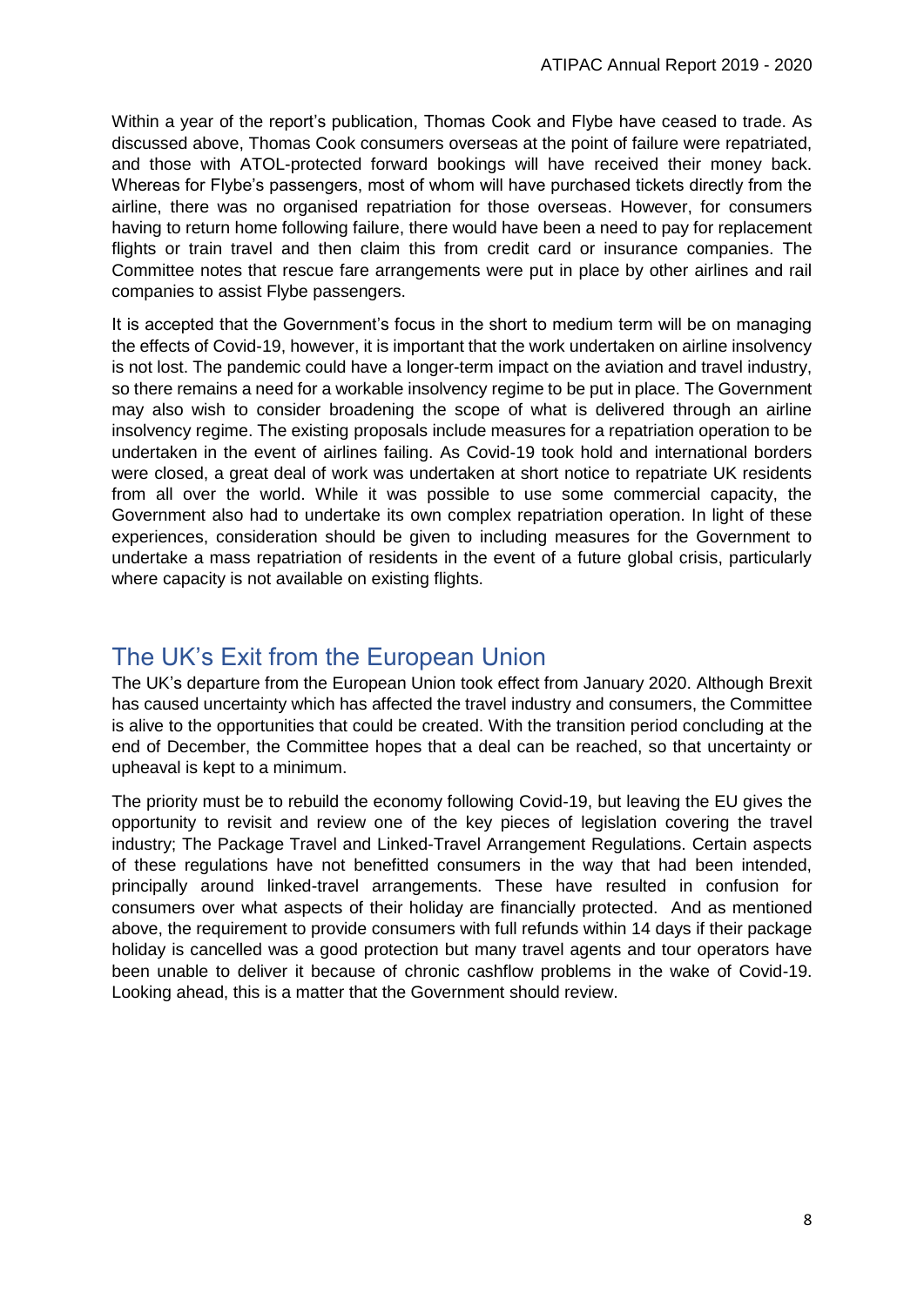Within a year of the report's publication, Thomas Cook and Flybe have ceased to trade. As discussed above, Thomas Cook consumers overseas at the point of failure were repatriated, and those with ATOL-protected forward bookings will have received their money back. Whereas for Flybe's passengers, most of whom will have purchased tickets directly from the airline, there was no organised repatriation for those overseas. However, for consumers having to return home following failure, there would have been a need to pay for replacement flights or train travel and then claim this from credit card or insurance companies. The Committee notes that rescue fare arrangements were put in place by other airlines and rail companies to assist Flybe passengers.

It is accepted that the Government's focus in the short to medium term will be on managing the effects of Covid-19, however, it is important that the work undertaken on airline insolvency is not lost. The pandemic could have a longer-term impact on the aviation and travel industry, so there remains a need for a workable insolvency regime to be put in place. The Government may also wish to consider broadening the scope of what is delivered through an airline insolvency regime. The existing proposals include measures for a repatriation operation to be undertaken in the event of airlines failing. As Covid-19 took hold and international borders were closed, a great deal of work was undertaken at short notice to repatriate UK residents from all over the world. While it was possible to use some commercial capacity, the Government also had to undertake its own complex repatriation operation. In light of these experiences, consideration should be given to including measures for the Government to undertake a mass repatriation of residents in the event of a future global crisis, particularly where capacity is not available on existing flights.

## The UK's Exit from the European Union

The UK's departure from the European Union took effect from January 2020. Although Brexit has caused uncertainty which has affected the travel industry and consumers, the Committee is alive to the opportunities that could be created. With the transition period concluding at the end of December, the Committee hopes that a deal can be reached, so that uncertainty or upheaval is kept to a minimum.

The priority must be to rebuild the economy following Covid-19, but leaving the EU gives the opportunity to revisit and review one of the key pieces of legislation covering the travel industry; The Package Travel and Linked-Travel Arrangement Regulations. Certain aspects of these regulations have not benefitted consumers in the way that had been intended, principally around linked-travel arrangements. These have resulted in confusion for consumers over what aspects of their holiday are financially protected. And as mentioned above, the requirement to provide consumers with full refunds within 14 days if their package holiday is cancelled was a good protection but many travel agents and tour operators have been unable to deliver it because of chronic cashflow problems in the wake of Covid-19. Looking ahead, this is a matter that the Government should review.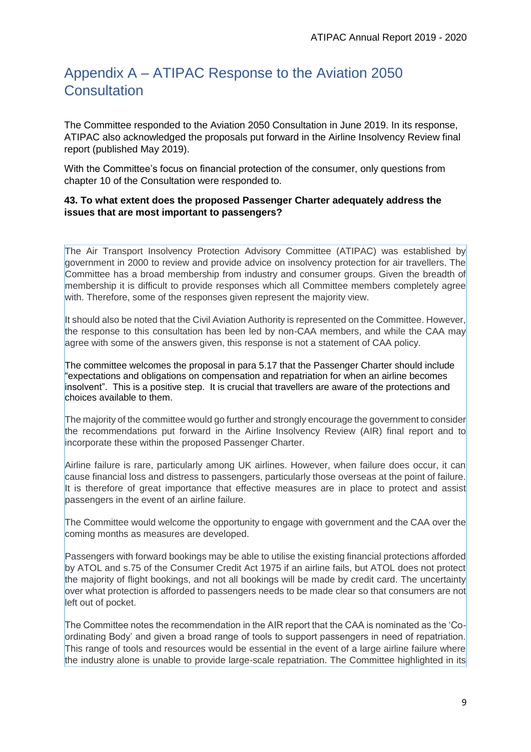## Appendix A – ATIPAC Response to the Aviation 2050 Consultation

The Committee responded to the Aviation 2050 Consultation in June 2019. In its response, ATIPAC also acknowledged the proposals put forward in the Airline Insolvency Review final report (published May 2019).

With the Committee's focus on financial protection of the consumer, only questions from chapter 10 of the Consultation were responded to.

**43. To what extent does the proposed Passenger Charter adequately address the issues that are most important to passengers?**

The Air Transport Insolvency Protection Advisory Committee (ATIPAC) was established by government in 2000 to review and provide advice on insolvency protection for air travellers. The Committee has a broad membership from industry and consumer groups. Given the breadth of membership it is difficult to provide responses which all Committee members completely agree with. Therefore, some of the responses given represent the majority view.

It should also be noted that the Civil Aviation Authority is represented on the Committee. However, the response to this consultation has been led by non-CAA members, and while the CAA may agree with some of the answers given, this response is not a statement of CAA policy.

The committee welcomes the proposal in para 5.17 that the Passenger Charter should include "expectations and obligations on compensation and repatriation for when an airline becomes insolvent". This is a positive step. It is crucial that travellers are aware of the protections and choices available to them.

The majority of the committee would go further and strongly encourage the government to consider the recommendations put forward in the Airline Insolvency Review (AIR) final report and to incorporate these within the proposed Passenger Charter.

Airline failure is rare, particularly among UK airlines. However, when failure does occur, it can cause financial loss and distress to passengers, particularly those overseas at the point of failure. It is therefore of great importance that effective measures are in place to protect and assist passengers in the event of an airline failure.

The Committee would welcome the opportunity to engage with government and the CAA over the coming months as measures are developed.

Passengers with forward bookings may be able to utilise the existing financial protections afforded by ATOL and s.75 of the Consumer Credit Act 1975 if an airline fails, but ATOL does not protect the majority of flight bookings, and not all bookings will be made by credit card. The uncertainty over what protection is afforded to passengers needs to be made clear so that consumers are not left out of pocket.

The Committee notes the recommendation in the AIR report that the CAA is nominated as the 'Co-ordinating Body' and given a broad range of tools to support passengers in need of repatriation. This range of tools and resources would be essential in the event of a large airline failure where the industry alone is unable to provide large-scale repatriation. The Committee highlighted in its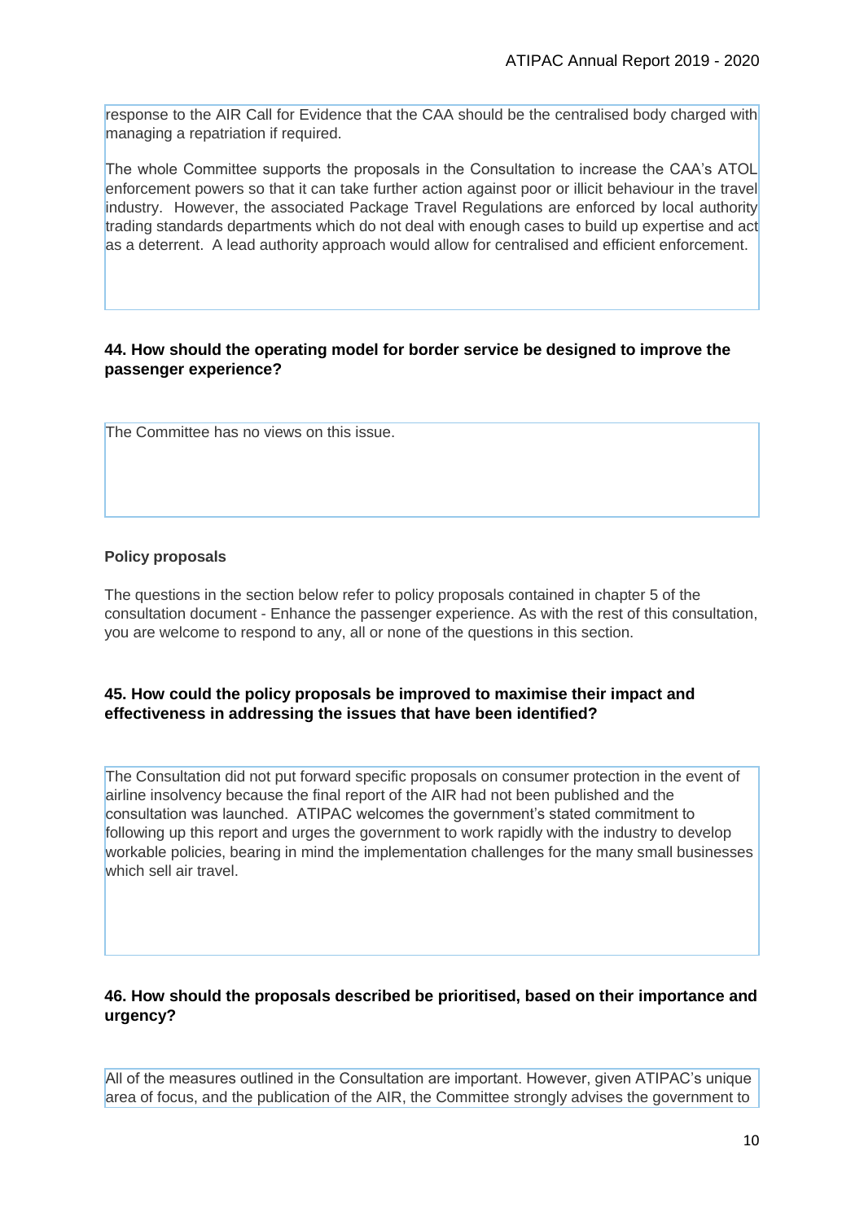response to the AIR Call for Evidence that the CAA should be the centralised body charged with managing a repatriation if required.

The whole Committee supports the proposals in the Consultation to increase the CAA's ATOL enforcement powers so that it can take further action against poor or illicit behaviour in the travel industry. However, the associated Package Travel Regulations are enforced by local authority trading standards departments which do not deal with enough cases to build up expertise and act as a deterrent. A lead authority approach would allow for centralised and efficient enforcement.

**44. How should the operating model for border service be designed to improve the passenger experience?**

The Committee has no views on this issue.

**Policy proposals**

The questions in the section below refer to policy proposals contained in chapter 5 of the consultation document - Enhance the passenger experience. As with the rest of this consultation, you are welcome to respond to any, all or none of the questions in this section.

**45. How could the policy proposals be improved to maximise their impact and effectiveness in addressing the issues that have been identified?**

The Consultation did not put forward specific proposals on consumer protection in the event of airline insolvency because the final report of the AIR had not been published and the consultation was launched. ATIPAC welcomes the government's stated commitment to following up this report and urges the government to work rapidly with the industry to develop workable policies, bearing in mind the implementation challenges for the many small businesses which sell air travel.

**46. How should the proposals described be prioritised, based on their importance and urgency?**

All of the measures outlined in the Consultation are important. However, given ATIPAC's unique area of focus, and the publication of the AIR, the Committee strongly advises the government to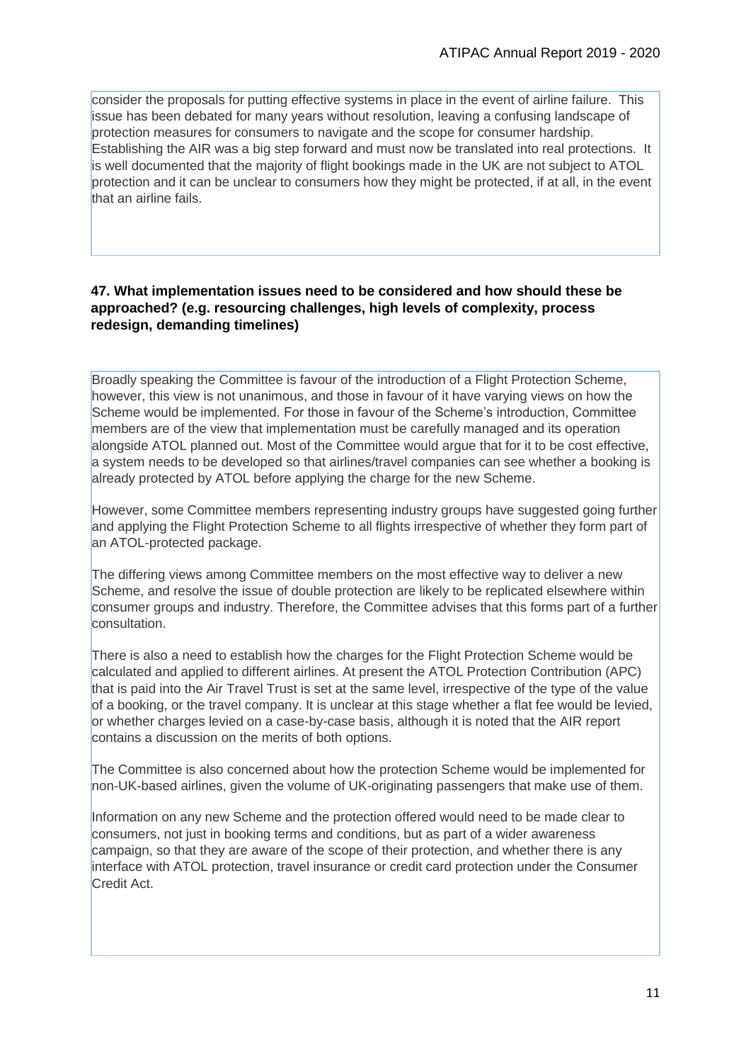consider the proposals for putting effective systems in place in the event of airline failure. This issue has been debated for many years without resolution, leaving a confusing landscape of protection measures for consumers to navigate and the scope for consumer hardship. Establishing the AIR was a big step forward and must now be translated into real protections. It is well documented that the majority of flight bookings made in the UK are not subject to ATOL protection and it can be unclear to consumers how they might be protected, if at all, in the event that an airline fails.

**47. What implementation issues need to be considered and how should these be approached? (e.g. resourcing challenges, high levels of complexity, process redesign, demanding timelines)**

Broadly speaking the Committee is favour of the introduction of a Flight Protection Scheme, however, this view is not unanimous, and those in favour of it have varying views on how the Scheme would be implemented. For those in favour of the Scheme's introduction, Committee members are of the view that implementation must be carefully managed and its operation alongside ATOL planned out. Most of the Committee would argue that for it to be cost effective, a system needs to be developed so that airlines/travel companies can see whether a booking is already protected by ATOL before applying the charge for the new Scheme.

However, some Committee members representing industry groups have suggested going further and applying the Flight Protection Scheme to all flights irrespective of whether they form part of an ATOL-protected package.

The differing views among Committee members on the most effective way to deliver a new Scheme, and resolve the issue of double protection are likely to be replicated elsewhere within consumer groups and industry. Therefore, the Committee advises that this forms part of a further consultation.

There is also a need to establish how the charges for the Flight Protection Scheme would be calculated and applied to different airlines. At present the ATOL Protection Contribution (APC) that is paid into the Air Travel Trust is set at the same level, irrespective of the type of the value of a booking, or the travel company. It is unclear at this stage whether a flat fee would be levied, or whether charges levied on a case-by-case basis, although it is noted that the AIR report contains a discussion on the merits of both options.

The Committee is also concerned about how the protection Scheme would be implemented for non-UK-based airlines, given the volume of UK-originating passengers that make use of them.

Information on any new Scheme and the protection offered would need to be made clear to consumers, not just in booking terms and conditions, but as part of a wider awareness campaign, so that they are aware of the scope of their protection, and whether there is any interface with ATOL protection, travel insurance or credit card protection under the Consumer Credit Act.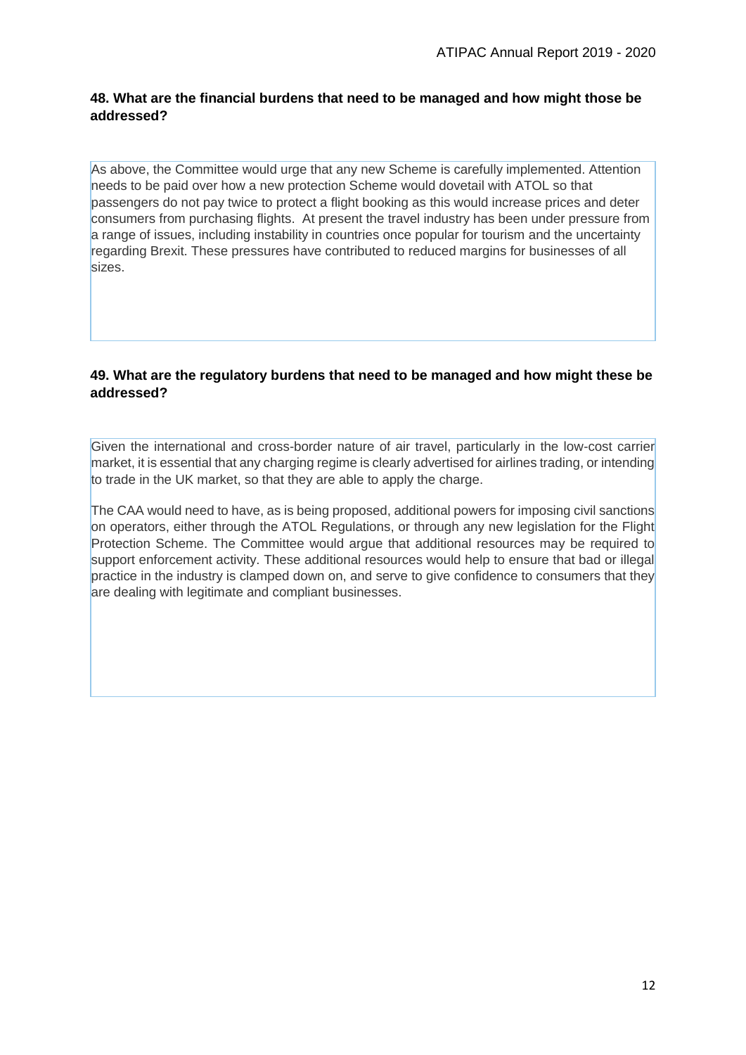**48. What are the financial burdens that need to be managed and how might those be addressed?**

As above, the Committee would urge that any new Scheme is carefully implemented. Attention needs to be paid over how a new protection Scheme would dovetail with ATOL so that passengers do not pay twice to protect a flight booking as this would increase prices and deter consumers from purchasing flights. At present the travel industry has been under pressure from a range of issues, including instability in countries once popular for tourism and the uncertainty regarding Brexit. These pressures have contributed to reduced margins for businesses of all sizes.

**49. What are the regulatory burdens that need to be managed and how might these be addressed?**

Given the international and cross-border nature of air travel, particularly in the low-cost carrier market, it is essential that any charging regime is clearly advertised for airlines trading, or intending to trade in the UK market, so that they are able to apply the charge.

The CAA would need to have, as is being proposed, additional powers for imposing civil sanctions on operators, either through the ATOL Regulations, or through any new legislation for the Flight Protection Scheme. The Committee would argue that additional resources may be required to support enforcement activity. These additional resources would help to ensure that bad or illegal practice in the industry is clamped down on, and serve to give confidence to consumers that they are dealing with legitimate and compliant businesses.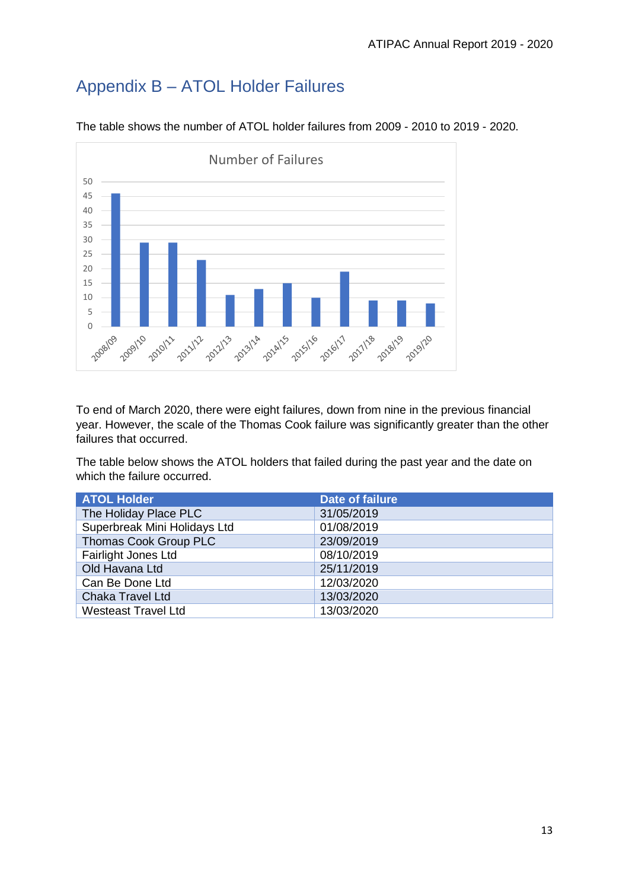## Appendix B – ATOL Holder Failures

The table shows the number of ATOL holder failures from 2009 - 2010 to 2019 - 2020.

To end of March 2020, there were eight failures, down from nine in the previous financial year. However, the scale of the Thomas Cook failure was significantly greater than the other failures that occurred.

The table below shows the ATOL holders that failed during the past year and the date on which the failure occurred.

| ATOL Holder | Date of failure |
|---|---|
| The Holiday Place PLC | 31/05/2019 |
| Superbreak Mini Holidays Ltd | 01/08/2019 |
| Thomas Cook Group PLC | 23/09/2019 |
| Fairlight Jones Ltd | 08/10/2019 |
| Old Havana Ltd | 25/11/2019 |
| Can Be Done Ltd | 12/03/2020 |
| Chaka Travel Ltd | 13/03/2020 |
| Westeast Travel Ltd | 13/03/2020 |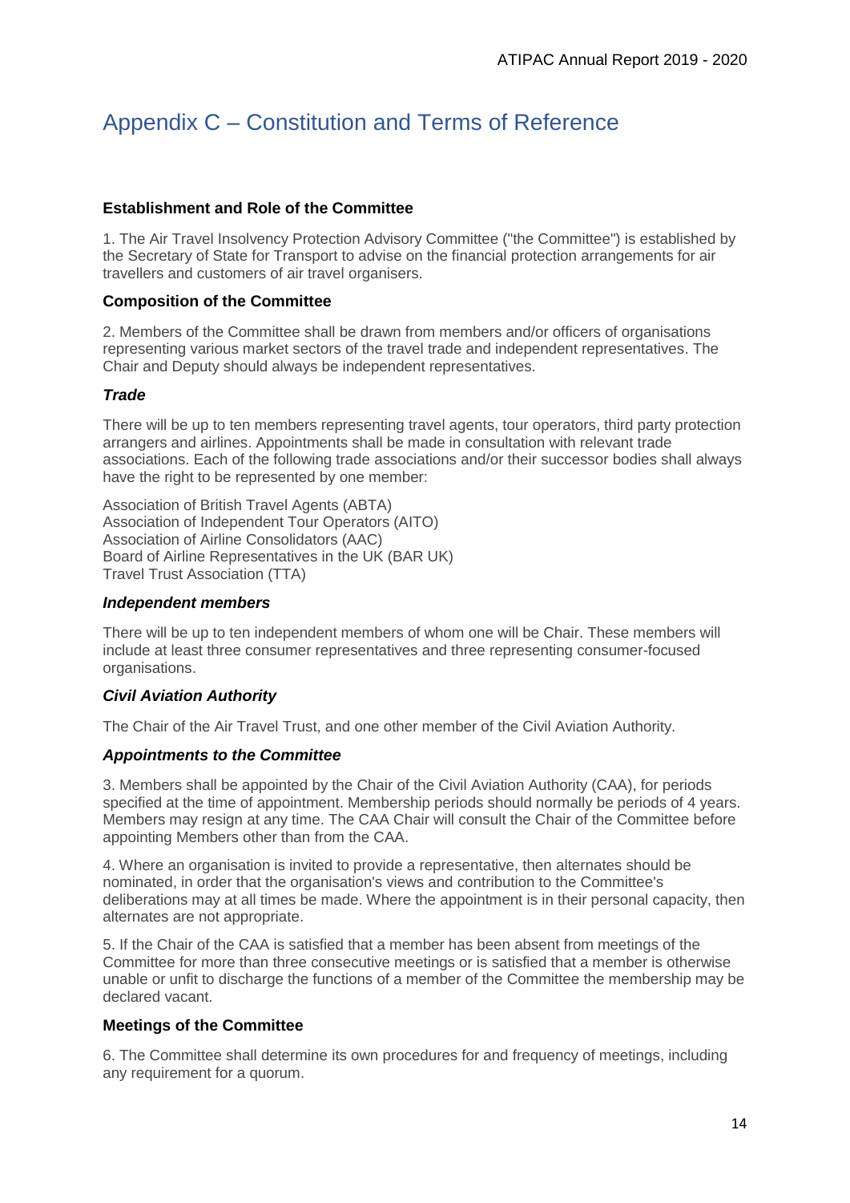# Appendix C – Constitution and Terms of Reference

**Establishment and Role of the Committee**

1. The Air Travel Insolvency Protection Advisory Committee ("the Committee") is established by the Secretary of State for Transport to advise on the financial protection arrangements for air travellers and customers of air travel organisers.

**Composition of the Committee**

2. Members of the Committee shall be drawn from members and/or officers of organisations representing various market sectors of the travel trade and independent representatives. The Chair and Deputy should always be independent representatives.

***Trade***

There will be up to ten members representing travel agents, tour operators, third party protection arrangers and airlines. Appointments shall be made in consultation with relevant trade associations. Each of the following trade associations and/or their successor bodies shall always have the right to be represented by one member:

Association of British Travel Agents (ABTA)
Association of Independent Tour Operators (AITO)
Association of Airline Consolidators (AAC)
Board of Airline Representatives in the UK (BAR UK)
Travel Trust Association (TTA)

***Independent members***

There will be up to ten independent members of whom one will be Chair. These members will include at least three consumer representatives and three representing consumer-focused organisations.

***Civil Aviation Authority***

The Chair of the Air Travel Trust, and one other member of the Civil Aviation Authority.

***Appointments to the Committee***

3. Members shall be appointed by the Chair of the Civil Aviation Authority (CAA), for periods specified at the time of appointment. Membership periods should normally be periods of 4 years. Members may resign at any time. The CAA Chair will consult the Chair of the Committee before appointing Members other than from the CAA.

4. Where an organisation is invited to provide a representative, then alternates should be nominated, in order that the organisation's views and contribution to the Committee's deliberations may at all times be made. Where the appointment is in their personal capacity, then alternates are not appropriate.

5. If the Chair of the CAA is satisfied that a member has been absent from meetings of the Committee for more than three consecutive meetings or is satisfied that a member is otherwise unable or unfit to discharge the functions of a member of the Committee the membership may be declared vacant.

**Meetings of the Committee**

6. The Committee shall determine its own procedures for and frequency of meetings, including any requirement for a quorum.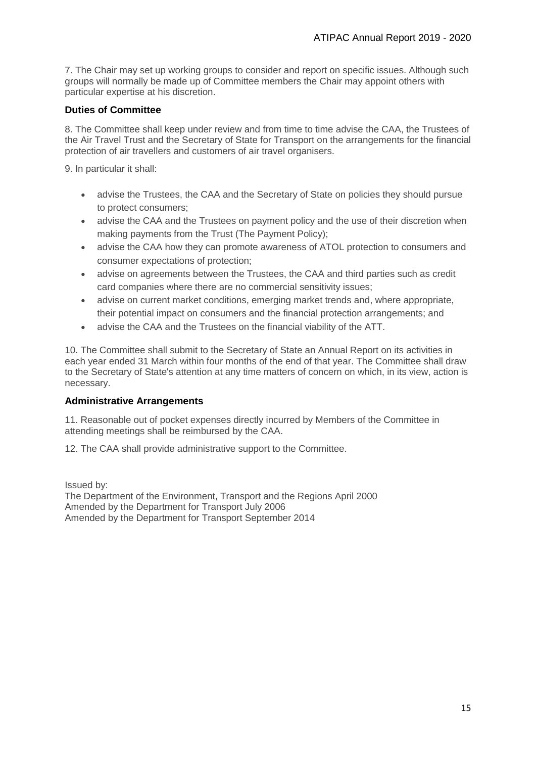7. The Chair may set up working groups to consider and report on specific issues. Although such groups will normally be made up of Committee members the Chair may appoint others with particular expertise at his discretion.

### Duties of Committee

8. The Committee shall keep under review and from time to time advise the CAA, the Trustees of the Air Travel Trust and the Secretary of State for Transport on the arrangements for the financial protection of air travellers and customers of air travel organisers.

9. In particular it shall:

- advise the Trustees, the CAA and the Secretary of State on policies they should pursue to protect consumers;
- advise the CAA and the Trustees on payment policy and the use of their discretion when making payments from the Trust (The Payment Policy);
- advise the CAA how they can promote awareness of ATOL protection to consumers and consumer expectations of protection;
- advise on agreements between the Trustees, the CAA and third parties such as credit card companies where there are no commercial sensitivity issues;
- advise on current market conditions, emerging market trends and, where appropriate, their potential impact on consumers and the financial protection arrangements; and
- advise the CAA and the Trustees on the financial viability of the ATT.

10. The Committee shall submit to the Secretary of State an Annual Report on its activities in each year ended 31 March within four months of the end of that year. The Committee shall draw to the Secretary of State's attention at any time matters of concern on which, in its view, action is necessary.

### Administrative Arrangements

11. Reasonable out of pocket expenses directly incurred by Members of the Committee in attending meetings shall be reimbursed by the CAA.

12. The CAA shall provide administrative support to the Committee.

Issued by:
The Department of the Environment, Transport and the Regions April 2000
Amended by the Department for Transport July 2006
Amended by the Department for Transport September 2014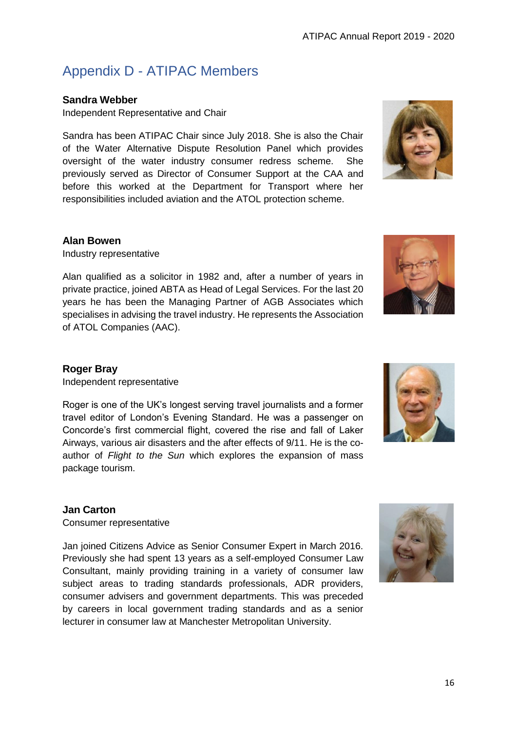# Appendix D - ATIPAC Members

**Sandra Webber**

Independent Representative and Chair

Sandra has been ATIPAC Chair since July 2018. She is also the Chair of the Water Alternative Dispute Resolution Panel which provides oversight of the water industry consumer redress scheme. She previously served as Director of Consumer Support at the CAA and before this worked at the Department for Transport where her responsibilities included aviation and the ATOL protection scheme.

**Alan Bowen**

Industry representative

Alan qualified as a solicitor in 1982 and, after a number of years in private practice, joined ABTA as Head of Legal Services. For the last 20 years he has been the Managing Partner of AGB Associates which specialises in advising the travel industry. He represents the Association of ATOL Companies (AAC).

**Roger Bray**

Independent representative

Roger is one of the UK's longest serving travel journalists and a former travel editor of London's Evening Standard. He was a passenger on Concorde's first commercial flight, covered the rise and fall of Laker Airways, various air disasters and the after effects of 9/11. He is the co-author of *Flight to the Sun* which explores the expansion of mass package tourism.

**Jan Carton**

Consumer representative

Jan joined Citizens Advice as Senior Consumer Expert in March 2016. Previously she had spent 13 years as a self-employed Consumer Law Consultant, mainly providing training in a variety of consumer law subject areas to trading standards professionals, ADR providers, consumer advisers and government departments. This was preceded by careers in local government trading standards and as a senior lecturer in consumer law at Manchester Metropolitan University.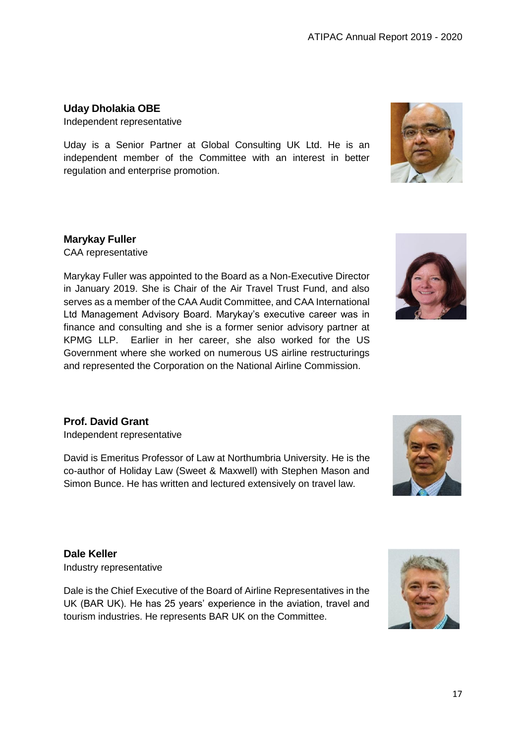**Uday Dholakia OBE**

Independent representative

Uday is a Senior Partner at Global Consulting UK Ltd. He is an independent member of the Committee with an interest in better regulation and enterprise promotion.

**Marykay Fuller**

CAA representative

Marykay Fuller was appointed to the Board as a Non-Executive Director in January 2019. She is Chair of the Air Travel Trust Fund, and also serves as a member of the CAA Audit Committee, and CAA International Ltd Management Advisory Board. Marykay's executive career was in finance and consulting and she is a former senior advisory partner at KPMG LLP. Earlier in her career, she also worked for the US Government where she worked on numerous US airline restructurings and represented the Corporation on the National Airline Commission.

**Prof. David Grant**

Independent representative

David is Emeritus Professor of Law at Northumbria University. He is the co-author of Holiday Law (Sweet & Maxwell) with Stephen Mason and Simon Bunce. He has written and lectured extensively on travel law.

**Dale Keller**

Industry representative

Dale is the Chief Executive of the Board of Airline Representatives in the UK (BAR UK). He has 25 years' experience in the aviation, travel and tourism industries. He represents BAR UK on the Committee.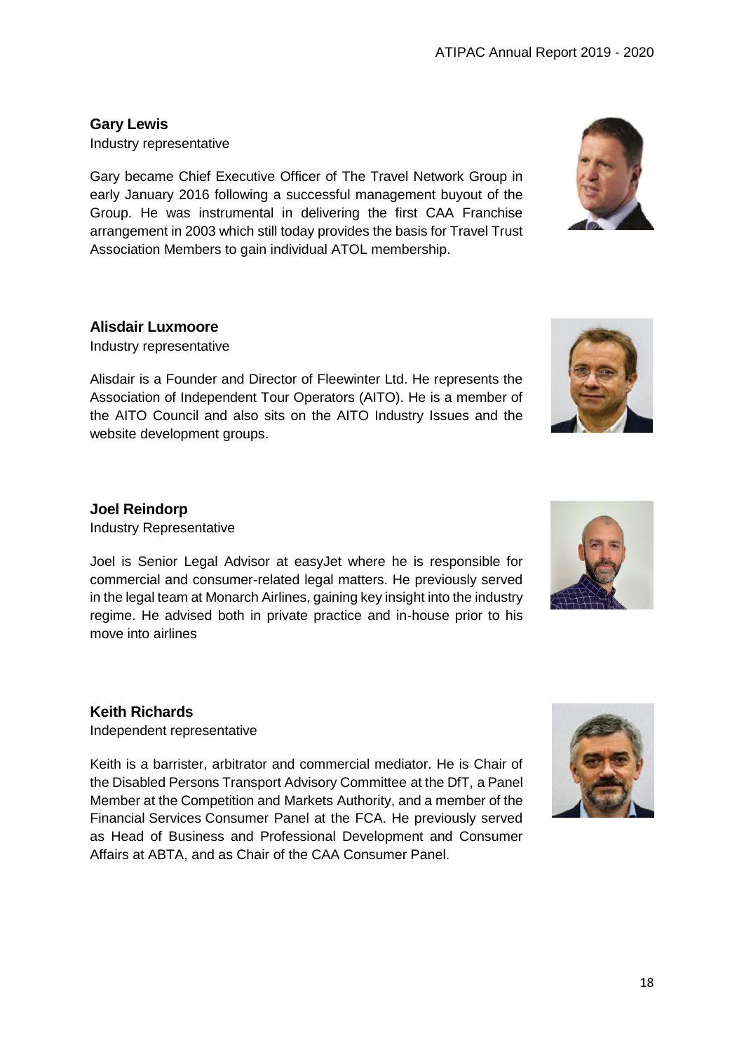**Gary Lewis**
Industry representative

Gary became Chief Executive Officer of The Travel Network Group in early January 2016 following a successful management buyout of the Group. He was instrumental in delivering the first CAA Franchise arrangement in 2003 which still today provides the basis for Travel Trust Association Members to gain individual ATOL membership.

**Alisdair Luxmoore**
Industry representative

Alisdair is a Founder and Director of Fleewinter Ltd. He represents the Association of Independent Tour Operators (AITO). He is a member of the AITO Council and also sits on the AITO Industry Issues and the website development groups.

**Joel Reindorp**
Industry Representative

Joel is Senior Legal Advisor at easyJet where he is responsible for commercial and consumer-related legal matters. He previously served in the legal team at Monarch Airlines, gaining key insight into the industry regime. He advised both in private practice and in-house prior to his move into airlines

**Keith Richards**
Independent representative

Keith is a barrister, arbitrator and commercial mediator. He is Chair of the Disabled Persons Transport Advisory Committee at the DfT, a Panel Member at the Competition and Markets Authority, and a member of the Financial Services Consumer Panel at the FCA. He previously served as Head of Business and Professional Development and Consumer Affairs at ABTA, and as Chair of the CAA Consumer Panel.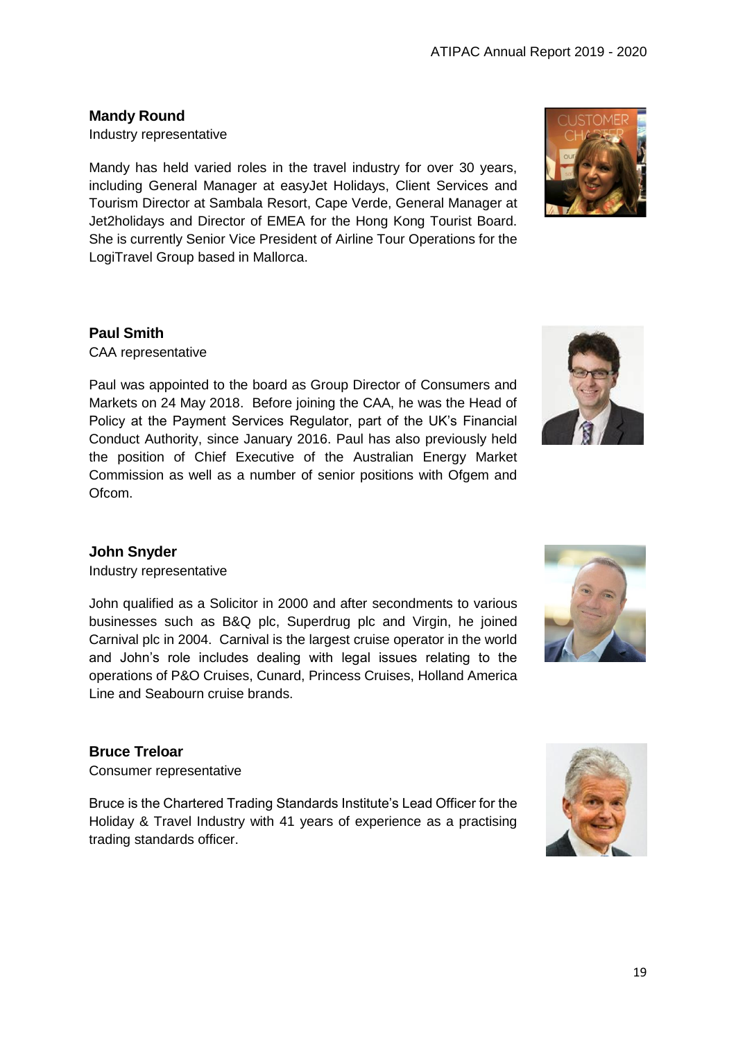**Mandy Round**

Industry representative

Mandy has held varied roles in the travel industry for over 30 years, including General Manager at easyJet Holidays, Client Services and Tourism Director at Sambala Resort, Cape Verde, General Manager at Jet2holidays and Director of EMEA for the Hong Kong Tourist Board. She is currently Senior Vice President of Airline Tour Operations for the LogiTravel Group based in Mallorca.

**Paul Smith**

CAA representative

Paul was appointed to the board as Group Director of Consumers and Markets on 24 May 2018. Before joining the CAA, he was the Head of Policy at the Payment Services Regulator, part of the UK's Financial Conduct Authority, since January 2016. Paul has also previously held the position of Chief Executive of the Australian Energy Market Commission as well as a number of senior positions with Ofgem and Ofcom.

**John Snyder**

Industry representative

John qualified as a Solicitor in 2000 and after secondments to various businesses such as B&Q plc, Superdrug plc and Virgin, he joined Carnival plc in 2004. Carnival is the largest cruise operator in the world and John's role includes dealing with legal issues relating to the operations of P&O Cruises, Cunard, Princess Cruises, Holland America Line and Seabourn cruise brands.

**Bruce Treloar**

Consumer representative

Bruce is the Chartered Trading Standards Institute's Lead Officer for the Holiday & Travel Industry with 41 years of experience as a practising trading standards officer.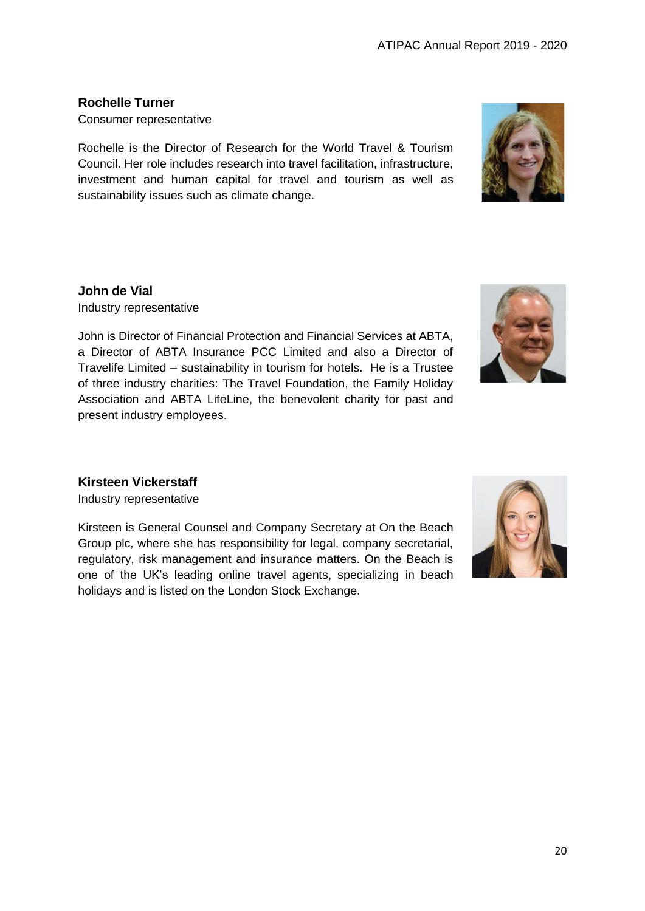**Rochelle Turner**
Consumer representative

Rochelle is the Director of Research for the World Travel & Tourism Council. Her role includes research into travel facilitation, infrastructure, investment and human capital for travel and tourism as well as sustainability issues such as climate change.

**John de Vial**
Industry representative

John is Director of Financial Protection and Financial Services at ABTA, a Director of ABTA Insurance PCC Limited and also a Director of Travelife Limited – sustainability in tourism for hotels. He is a Trustee of three industry charities: The Travel Foundation, the Family Holiday Association and ABTA LifeLine, the benevolent charity for past and present industry employees.

**Kirsteen Vickerstaff**
Industry representative

Kirsteen is General Counsel and Company Secretary at On the Beach Group plc, where she has responsibility for legal, company secretarial, regulatory, risk management and insurance matters. On the Beach is one of the UK's leading online travel agents, specializing in beach holidays and is listed on the London Stock Exchange.